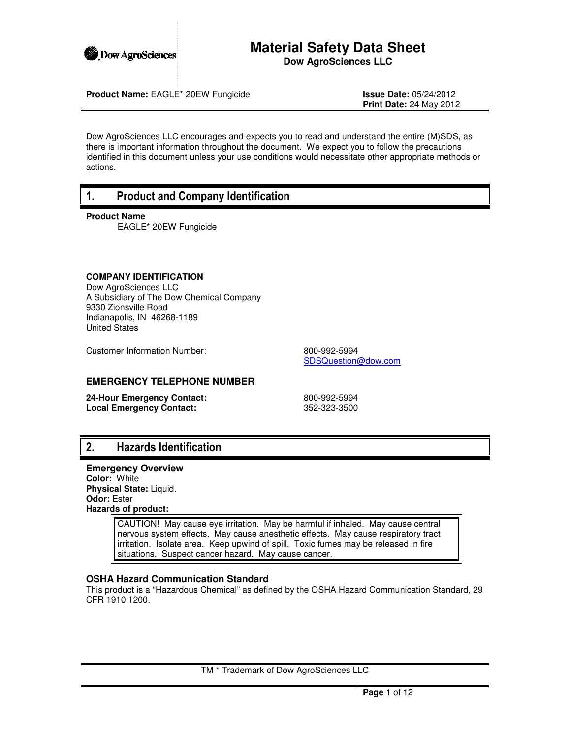# Material Safety Data Sheet

**Dow AgroSciences LLC**

**Product Name:** EAGLE* 20EW Fungicide

**Issue Date:** 05/24/2012
**Print Date:** 24 May 2012

Dow AgroSciences LLC encourages and expects you to read and understand the entire (M)SDS, as there is important information throughout the document. We expect you to follow the precautions identified in this document unless your use conditions would necessitate other appropriate methods or actions.

## 1. Product and Company Identification

**Product Name**

EAGLE* 20EW Fungicide

**COMPANY IDENTIFICATION**

Dow AgroSciences LLC
A Subsidiary of The Dow Chemical Company
9330 Zionsville Road
Indianapolis, IN 46268-1189
United States

Customer Information Number: 800-992-5994
SDSQuestion@dow.com

### EMERGENCY TELEPHONE NUMBER

**24-Hour Emergency Contact:** 800-992-5994
**Local Emergency Contact:** 352-323-3500

## 2. Hazards Identification

### Emergency Overview

**Color:** White
**Physical State:** Liquid.
**Odor:** Ester
**Hazards of product:**

> CAUTION! May cause eye irritation. May be harmful if inhaled. May cause central nervous system effects. May cause anesthetic effects. May cause respiratory tract irritation. Isolate area. Keep upwind of spill. Toxic fumes may be released in fire situations. Suspect cancer hazard. May cause cancer.

### OSHA Hazard Communication Standard

This product is a "Hazardous Chemical" as defined by the OSHA Hazard Communication Standard, 29 CFR 1910.1200.

TM * Trademark of Dow AgroSciences LLC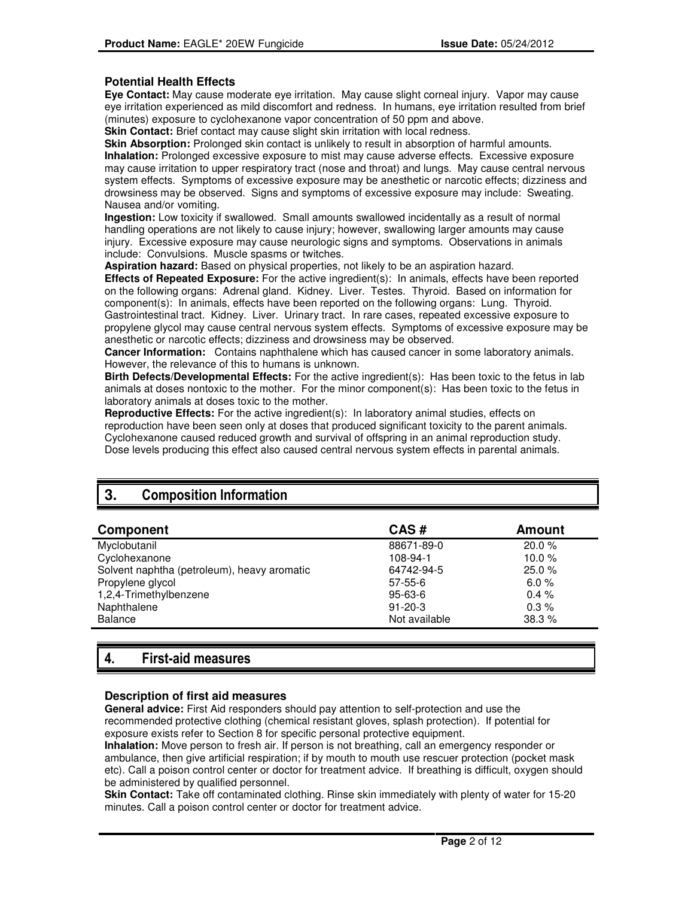### Potential Health Effects

**Eye Contact:** May cause moderate eye irritation. May cause slight corneal injury. Vapor may cause eye irritation experienced as mild discomfort and redness. In humans, eye irritation resulted from brief (minutes) exposure to cyclohexanone vapor concentration of 50 ppm and above.

**Skin Contact:** Brief contact may cause slight skin irritation with local redness.

**Skin Absorption:** Prolonged skin contact is unlikely to result in absorption of harmful amounts.

**Inhalation:** Prolonged excessive exposure to mist may cause adverse effects. Excessive exposure may cause irritation to upper respiratory tract (nose and throat) and lungs. May cause central nervous system effects. Symptoms of excessive exposure may be anesthetic or narcotic effects; dizziness and drowsiness may be observed. Signs and symptoms of excessive exposure may include: Sweating. Nausea and/or vomiting.

**Ingestion:** Low toxicity if swallowed. Small amounts swallowed incidentally as a result of normal handling operations are not likely to cause injury; however, swallowing larger amounts may cause injury. Excessive exposure may cause neurologic signs and symptoms. Observations in animals include: Convulsions. Muscle spasms or twitches.

**Aspiration hazard:** Based on physical properties, not likely to be an aspiration hazard.

**Effects of Repeated Exposure:** For the active ingredient(s): In animals, effects have been reported on the following organs: Adrenal gland. Kidney. Liver. Testes. Thyroid. Based on information for component(s): In animals, effects have been reported on the following organs: Lung. Thyroid. Gastrointestinal tract. Kidney. Liver. Urinary tract. In rare cases, repeated excessive exposure to propylene glycol may cause central nervous system effects. Symptoms of excessive exposure may be anesthetic or narcotic effects; dizziness and drowsiness may be observed.

**Cancer Information:** Contains naphthalene which has caused cancer in some laboratory animals. However, the relevance of this to humans is unknown.

**Birth Defects/Developmental Effects:** For the active ingredient(s): Has been toxic to the fetus in lab animals at doses nontoxic to the mother. For the minor component(s): Has been toxic to the fetus in laboratory animals at doses toxic to the mother.

**Reproductive Effects:** For the active ingredient(s): In laboratory animal studies, effects on reproduction have been seen only at doses that produced significant toxicity to the parent animals. Cyclohexanone caused reduced growth and survival of offspring in an animal reproduction study. Dose levels producing this effect also caused central nervous system effects in parental animals.

## 3. Composition Information

| Component | CAS # | Amount |
|---|---|---|
| Myclobutanil | 88671-89-0 | 20.0 % |
| Cyclohexanone | 108-94-1 | 10.0 % |
| Solvent naphtha (petroleum), heavy aromatic | 64742-94-5 | 25.0 % |
| Propylene glycol | 57-55-6 | 6.0 % |
| 1,2,4-Trimethylbenzene | 95-63-6 | 0.4 % |
| Naphthalene | 91-20-3 | 0.3 % |
| Balance | Not available | 38.3 % |

## 4. First-aid measures

### Description of first aid measures

**General advice:** First Aid responders should pay attention to self-protection and use the recommended protective clothing (chemical resistant gloves, splash protection). If potential for exposure exists refer to Section 8 for specific personal protective equipment.

**Inhalation:** Move person to fresh air. If person is not breathing, call an emergency responder or ambulance, then give artificial respiration; if by mouth to mouth use rescuer protection (pocket mask etc). Call a poison control center or doctor for treatment advice. If breathing is difficult, oxygen should be administered by qualified personnel.

**Skin Contact:** Take off contaminated clothing. Rinse skin immediately with plenty of water for 15-20 minutes. Call a poison control center or doctor for treatment advice.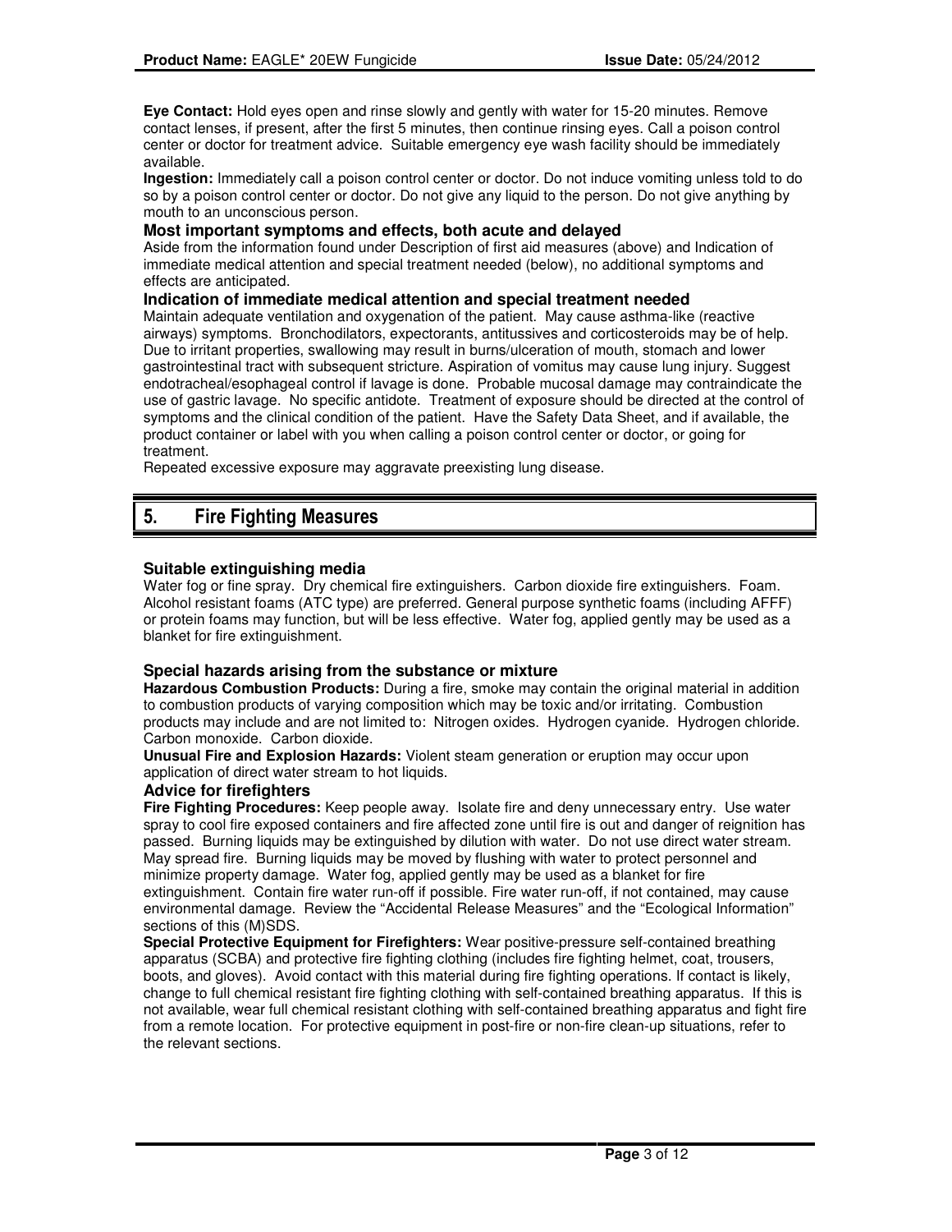**Eye Contact:** Hold eyes open and rinse slowly and gently with water for 15-20 minutes. Remove contact lenses, if present, after the first 5 minutes, then continue rinsing eyes. Call a poison control center or doctor for treatment advice. Suitable emergency eye wash facility should be immediately available.

**Ingestion:** Immediately call a poison control center or doctor. Do not induce vomiting unless told to do so by a poison control center or doctor. Do not give any liquid to the person. Do not give anything by mouth to an unconscious person.

### Most important symptoms and effects, both acute and delayed

Aside from the information found under Description of first aid measures (above) and Indication of immediate medical attention and special treatment needed (below), no additional symptoms and effects are anticipated.

### Indication of immediate medical attention and special treatment needed

Maintain adequate ventilation and oxygenation of the patient. May cause asthma-like (reactive airways) symptoms. Bronchodilators, expectorants, antitussives and corticosteroids may be of help. Due to irritant properties, swallowing may result in burns/ulceration of mouth, stomach and lower gastrointestinal tract with subsequent stricture. Aspiration of vomitus may cause lung injury. Suggest endotracheal/esophageal control if lavage is done. Probable mucosal damage may contraindicate the use of gastric lavage. No specific antidote. Treatment of exposure should be directed at the control of symptoms and the clinical condition of the patient. Have the Safety Data Sheet, and if available, the product container or label with you when calling a poison control center or doctor, or going for treatment.

Repeated excessive exposure may aggravate preexisting lung disease.

## 5. Fire Fighting Measures

### Suitable extinguishing media

Water fog or fine spray. Dry chemical fire extinguishers. Carbon dioxide fire extinguishers. Foam. Alcohol resistant foams (ATC type) are preferred. General purpose synthetic foams (including AFFF) or protein foams may function, but will be less effective. Water fog, applied gently may be used as a blanket for fire extinguishment.

### Special hazards arising from the substance or mixture

**Hazardous Combustion Products:** During a fire, smoke may contain the original material in addition to combustion products of varying composition which may be toxic and/or irritating. Combustion products may include and are not limited to: Nitrogen oxides. Hydrogen cyanide. Hydrogen chloride. Carbon monoxide. Carbon dioxide.

**Unusual Fire and Explosion Hazards:** Violent steam generation or eruption may occur upon application of direct water stream to hot liquids.

### Advice for firefighters

**Fire Fighting Procedures:** Keep people away. Isolate fire and deny unnecessary entry. Use water spray to cool fire exposed containers and fire affected zone until fire is out and danger of reignition has passed. Burning liquids may be extinguished by dilution with water. Do not use direct water stream. May spread fire. Burning liquids may be moved by flushing with water to protect personnel and minimize property damage. Water fog, applied gently may be used as a blanket for fire extinguishment. Contain fire water run-off if possible. Fire water run-off, if not contained, may cause environmental damage. Review the "Accidental Release Measures" and the "Ecological Information" sections of this (M)SDS.

**Special Protective Equipment for Firefighters:** Wear positive-pressure self-contained breathing apparatus (SCBA) and protective fire fighting clothing (includes fire fighting helmet, coat, trousers, boots, and gloves). Avoid contact with this material during fire fighting operations. If contact is likely, change to full chemical resistant fire fighting clothing with self-contained breathing apparatus. If this is not available, wear full chemical resistant clothing with self-contained breathing apparatus and fight fire from a remote location. For protective equipment in post-fire or non-fire clean-up situations, refer to the relevant sections.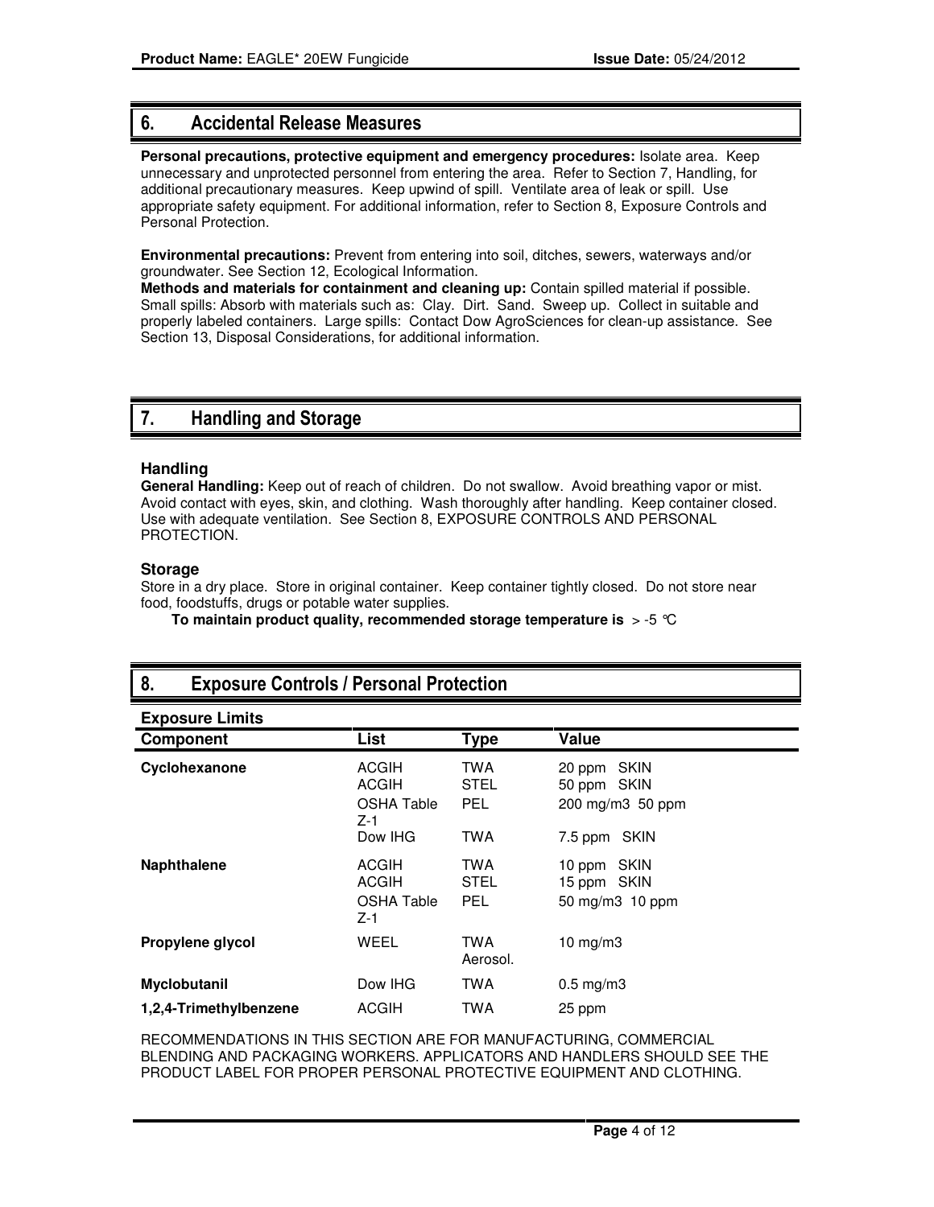## 6. Accidental Release Measures

**Personal precautions, protective equipment and emergency procedures:** Isolate area. Keep unnecessary and unprotected personnel from entering the area. Refer to Section 7, Handling, for additional precautionary measures. Keep upwind of spill. Ventilate area of leak or spill. Use appropriate safety equipment. For additional information, refer to Section 8, Exposure Controls and Personal Protection.

**Environmental precautions:** Prevent from entering into soil, ditches, sewers, waterways and/or groundwater. See Section 12, Ecological Information.

**Methods and materials for containment and cleaning up:** Contain spilled material if possible. Small spills: Absorb with materials such as: Clay. Dirt. Sand. Sweep up. Collect in suitable and properly labeled containers. Large spills: Contact Dow AgroSciences for clean-up assistance. See Section 13, Disposal Considerations, for additional information.

## 7. Handling and Storage

### Handling

**General Handling:** Keep out of reach of children. Do not swallow. Avoid breathing vapor or mist. Avoid contact with eyes, skin, and clothing. Wash thoroughly after handling. Keep container closed. Use with adequate ventilation. See Section 8, EXPOSURE CONTROLS AND PERSONAL PROTECTION.

### Storage

Store in a dry place. Store in original container. Keep container tightly closed. Do not store near food, foodstuffs, drugs or potable water supplies.

**To maintain product quality, recommended storage temperature is** > -5 °C

## 8. Exposure Controls / Personal Protection

### Exposure Limits

| Component | List | Type | Value |
|---|---|---|---|
| **Cyclohexanone** | ACGIH | TWA | 20 ppm SKIN |
| | ACGIH | STEL | 50 ppm SKIN |
| | OSHA Table Z-1 | PEL | 200 mg/m3 50 ppm |
| | Dow IHG | TWA | 7.5 ppm SKIN |
| **Naphthalene** | ACGIH | TWA | 10 ppm SKIN |
| | ACGIH | STEL | 15 ppm SKIN |
| | OSHA Table Z-1 | PEL | 50 mg/m3 10 ppm |
| **Propylene glycol** | WEEL | TWA Aerosol. | 10 mg/m3 |
| **Myclobutanil** | Dow IHG | TWA | 0.5 mg/m3 |
| **1,2,4-Trimethylbenzene** | ACGIH | TWA | 25 ppm |

RECOMMENDATIONS IN THIS SECTION ARE FOR MANUFACTURING, COMMERCIAL BLENDING AND PACKAGING WORKERS. APPLICATORS AND HANDLERS SHOULD SEE THE PRODUCT LABEL FOR PROPER PERSONAL PROTECTIVE EQUIPMENT AND CLOTHING.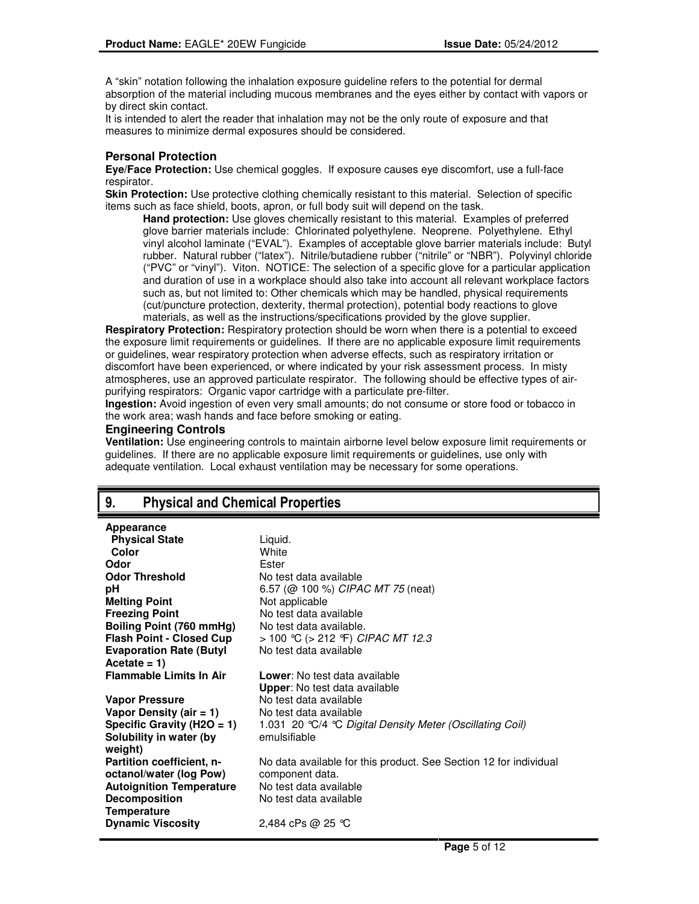A “skin” notation following the inhalation exposure guideline refers to the potential for dermal absorption of the material including mucous membranes and the eyes either by contact with vapors or by direct skin contact.
It is intended to alert the reader that inhalation may not be the only route of exposure and that measures to minimize dermal exposures should be considered.

### Personal Protection

**Eye/Face Protection:** Use chemical goggles. If exposure causes eye discomfort, use a full-face respirator.

**Skin Protection:** Use protective clothing chemically resistant to this material. Selection of specific items such as face shield, boots, apron, or full body suit will depend on the task.

> **Hand protection:** Use gloves chemically resistant to this material. Examples of preferred glove barrier materials include: Chlorinated polyethylene. Neoprene. Polyethylene. Ethyl vinyl alcohol laminate (“EVAL”). Examples of acceptable glove barrier materials include: Butyl rubber. Natural rubber (“latex”). Nitrile/butadiene rubber (“nitrile” or “NBR”). Polyvinyl chloride (“PVC” or “vinyl”). Viton. NOTICE: The selection of a specific glove for a particular application and duration of use in a workplace should also take into account all relevant workplace factors such as, but not limited to: Other chemicals which may be handled, physical requirements (cut/puncture protection, dexterity, thermal protection), potential body reactions to glove materials, as well as the instructions/specifications provided by the glove supplier.

**Respiratory Protection:** Respiratory protection should be worn when there is a potential to exceed the exposure limit requirements or guidelines. If there are no applicable exposure limit requirements or guidelines, wear respiratory protection when adverse effects, such as respiratory irritation or discomfort have been experienced, or where indicated by your risk assessment process. In misty atmospheres, use an approved particulate respirator. The following should be effective types of air-purifying respirators: Organic vapor cartridge with a particulate pre-filter.

**Ingestion:** Avoid ingestion of even very small amounts; do not consume or store food or tobacco in the work area; wash hands and face before smoking or eating.

### Engineering Controls

**Ventilation:** Use engineering controls to maintain airborne level below exposure limit requirements or guidelines. If there are no applicable exposure limit requirements or guidelines, use only with adequate ventilation. Local exhaust ventilation may be necessary for some operations.

## 9. Physical and Chemical Properties

| | |
|---|---|
| **Appearance** | |
| **Physical State** | Liquid. |
| **Color** | White |
| **Odor** | Ester |
| **Odor Threshold** | No test data available |
| **pH** | 6.57 (@ 100 %) *CIPAC MT 75* (neat) |
| **Melting Point** | Not applicable |
| **Freezing Point** | No test data available |
| **Boiling Point (760 mmHg)** | No test data available. |
| **Flash Point - Closed Cup** | > 100 °C (> 212 °F) *CIPAC MT 12.3* |
| **Evaporation Rate (Butyl Acetate = 1)** | No test data available |
| **Flammable Limits In Air** | **Lower**: No test data available<br>**Upper**: No test data available |
| **Vapor Pressure** | No test data available |
| **Vapor Density (air = 1)** | No test data available |
| **Specific Gravity (H2O = 1)** | 1.031 20 °C/4 °C *Digital Density Meter (Oscillating Coil)* |
| **Solubility in water (by weight)** | emulsifiable |
| **Partition coefficient, n-octanol/water (log Pow)** | No data available for this product. See Section 12 for individual component data. |
| **Autoignition Temperature** | No test data available |
| **Decomposition Temperature** | No test data available |
| **Dynamic Viscosity** | 2,484 cPs @ 25 °C |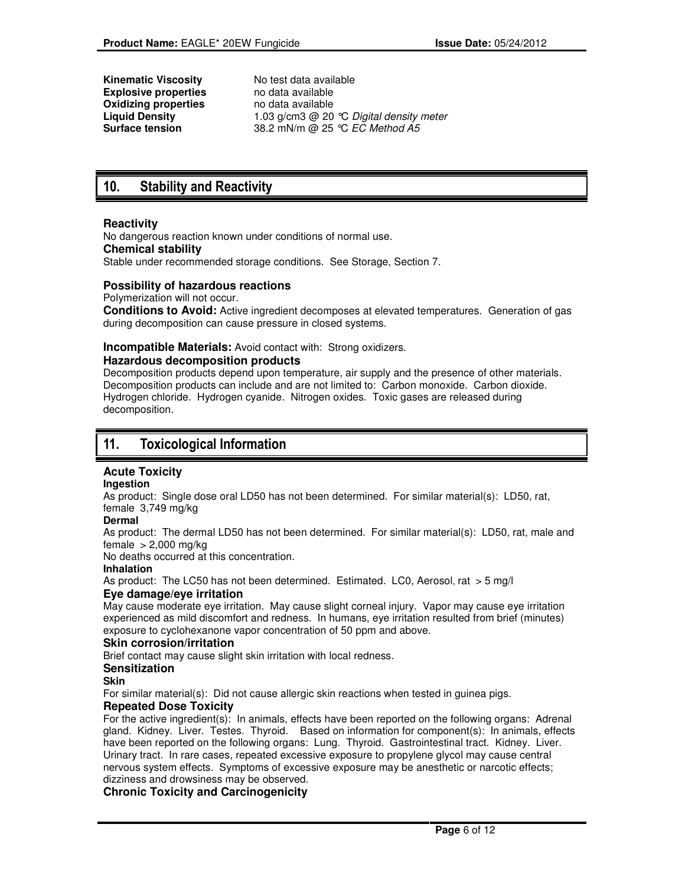| | |
|---|---|
| **Kinematic Viscosity** | No test data available |
| **Explosive properties** | no data available |
| **Oxidizing properties** | no data available |
| **Liquid Density** | 1.03 g/cm3 @ 20 °C *Digital density meter* |
| **Surface tension** | 38.2 mN/m @ 25 °C *EC Method A5* |

## 10. Stability and Reactivity

### Reactivity

No dangerous reaction known under conditions of normal use.

### Chemical stability

Stable under recommended storage conditions. See Storage, Section 7.

### Possibility of hazardous reactions

Polymerization will not occur.

**Conditions to Avoid:** Active ingredient decomposes at elevated temperatures. Generation of gas during decomposition can cause pressure in closed systems.

**Incompatible Materials:** Avoid contact with: Strong oxidizers.

### Hazardous decomposition products

Decomposition products depend upon temperature, air supply and the presence of other materials. Decomposition products can include and are not limited to: Carbon monoxide. Carbon dioxide. Hydrogen chloride. Hydrogen cyanide. Nitrogen oxides. Toxic gases are released during decomposition.

## 11. Toxicological Information

### Acute Toxicity

**Ingestion**

As product: Single dose oral LD50 has not been determined. For similar material(s): LD50, rat, female 3,749 mg/kg

**Dermal**

As product: The dermal LD50 has not been determined. For similar material(s): LD50, rat, male and female > 2,000 mg/kg

No deaths occurred at this concentration.

**Inhalation**

As product: The LC50 has not been determined. Estimated. LC0, Aerosol, rat > 5 mg/l

### Eye damage/eye irritation

May cause moderate eye irritation. May cause slight corneal injury. Vapor may cause eye irritation experienced as mild discomfort and redness. In humans, eye irritation resulted from brief (minutes) exposure to cyclohexanone vapor concentration of 50 ppm and above.

### Skin corrosion/irritation

Brief contact may cause slight skin irritation with local redness.

### Sensitization

**Skin**

For similar material(s): Did not cause allergic skin reactions when tested in guinea pigs.

### Repeated Dose Toxicity

For the active ingredient(s): In animals, effects have been reported on the following organs: Adrenal gland. Kidney. Liver. Testes. Thyroid. Based on information for component(s): In animals, effects have been reported on the following organs: Lung. Thyroid. Gastrointestinal tract. Kidney. Liver. Urinary tract. In rare cases, repeated excessive exposure to propylene glycol may cause central nervous system effects. Symptoms of excessive exposure may be anesthetic or narcotic effects; dizziness and drowsiness may be observed.

### Chronic Toxicity and Carcinogenicity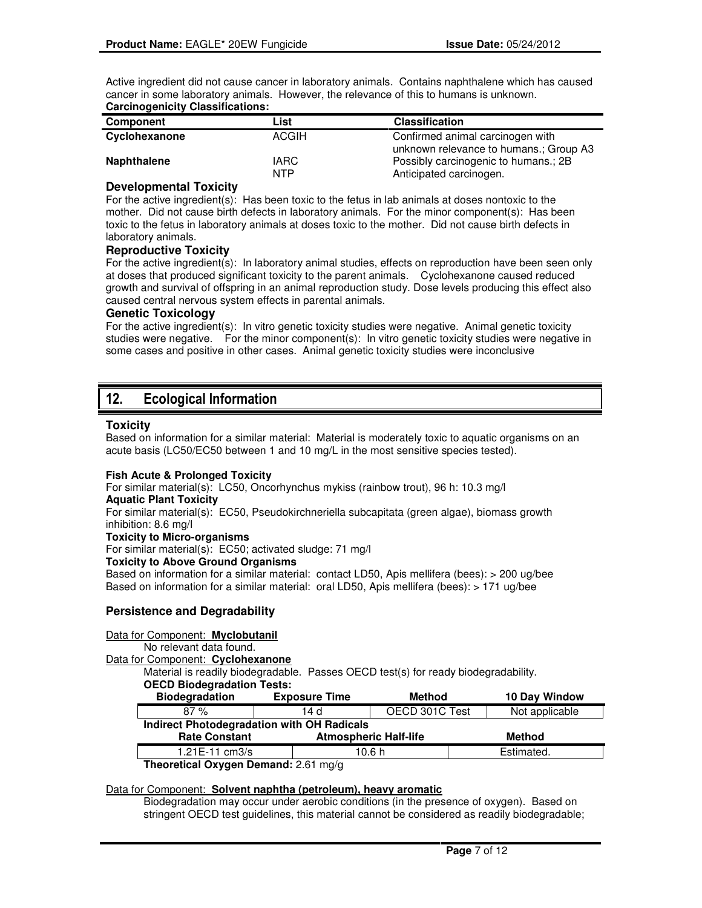Active ingredient did not cause cancer in laboratory animals. Contains naphthalene which has caused cancer in some laboratory animals. However, the relevance of this to humans is unknown.

**Carcinogenicity Classifications:**

| Component | List | Classification |
|---|---|---|
| **Cyclohexanone** | ACGIH | Confirmed animal carcinogen with unknown relevance to humans.; Group A3 |
| **Naphthalene** | IARC | Possibly carcinogenic to humans.; 2B |
| | NTP | Anticipated carcinogen. |

### Developmental Toxicity

For the active ingredient(s): Has been toxic to the fetus in lab animals at doses nontoxic to the mother. Did not cause birth defects in laboratory animals. For the minor component(s): Has been toxic to the fetus in laboratory animals at doses toxic to the mother. Did not cause birth defects in laboratory animals.

### Reproductive Toxicity

For the active ingredient(s): In laboratory animal studies, effects on reproduction have been seen only at doses that produced significant toxicity to the parent animals. Cyclohexanone caused reduced growth and survival of offspring in an animal reproduction study. Dose levels producing this effect also caused central nervous system effects in parental animals.

### Genetic Toxicology

For the active ingredient(s): In vitro genetic toxicity studies were negative. Animal genetic toxicity studies were negative. For the minor component(s): In vitro genetic toxicity studies were negative in some cases and positive in other cases. Animal genetic toxicity studies were inconclusive

## 12. Ecological Information

### Toxicity

Based on information for a similar material: Material is moderately toxic to aquatic organisms on an acute basis (LC50/EC50 between 1 and 10 mg/L in the most sensitive species tested).

**Fish Acute & Prolonged Toxicity**

For similar material(s): LC50, Oncorhynchus mykiss (rainbow trout), 96 h: 10.3 mg/l

**Aquatic Plant Toxicity**

For similar material(s): EC50, Pseudokirchneriella subcapitata (green algae), biomass growth inhibition: 8.6 mg/l

**Toxicity to Micro-organisms**

For similar material(s): EC50; activated sludge: 71 mg/l

**Toxicity to Above Ground Organisms**

Based on information for a similar material: contact LD50, Apis mellifera (bees): > 200 ug/bee

Based on information for a similar material: oral LD50, Apis mellifera (bees): > 171 ug/bee

### Persistence and Degradability

Data for Component: **Myclobutanil**

No relevant data found.

Data for Component: **Cyclohexanone**

Material is readily biodegradable. Passes OECD test(s) for ready biodegradability.

**OECD Biodegradation Tests:**

| Biodegradation | Exposure Time | Method | 10 Day Window |
|---|---|---|---|
| 87 % | 14 d | OECD 301C Test | Not applicable |

**Indirect Photodegradation with OH Radicals**

| Rate Constant | Atmospheric Half-life | Method |
|---|---|---|
| 1.21E-11 cm3/s | 10.6 h | Estimated. |

**Theoretical Oxygen Demand:** 2.61 mg/g

Data for Component: **Solvent naphtha (petroleum), heavy aromatic**

Biodegradation may occur under aerobic conditions (in the presence of oxygen). Based on stringent OECD test guidelines, this material cannot be considered as readily biodegradable;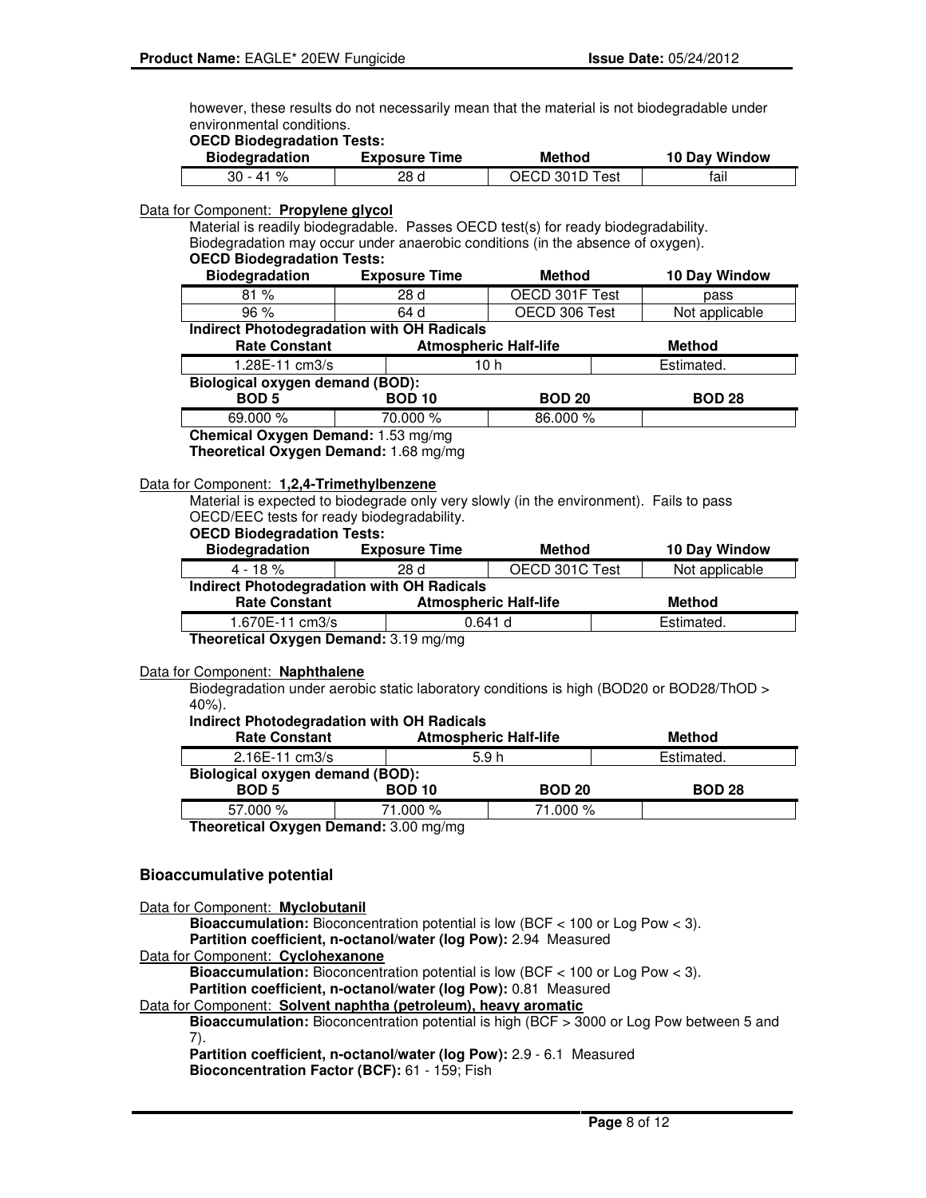however, these results do not necessarily mean that the material is not biodegradable under environmental conditions.

**OECD Biodegradation Tests:**

| Biodegradation | Exposure Time | Method | 10 Day Window |
|---|---|---|---|
| 30 - 41 % | 28 d | OECD 301D Test | fail |

Data for Component: **Propylene glycol**

Material is readily biodegradable. Passes OECD test(s) for ready biodegradability. Biodegradation may occur under anaerobic conditions (in the absence of oxygen).

**OECD Biodegradation Tests:**

| Biodegradation | Exposure Time | Method | 10 Day Window |
|---|---|---|---|
| 81 % | 28 d | OECD 301F Test | pass |
| 96 % | 64 d | OECD 306 Test | Not applicable |

**Indirect Photodegradation with OH Radicals**

| Rate Constant | Atmospheric Half-life | Method |
|---|---|---|
| 1.28E-11 cm3/s | 10 h | Estimated. |

**Biological oxygen demand (BOD):**

| BOD 5 | BOD 10 | BOD 20 | BOD 28 |
|---|---|---|---|
| 69.000 % | 70.000 % | 86.000 % | |

**Chemical Oxygen Demand:** 1.53 mg/mg
**Theoretical Oxygen Demand:** 1.68 mg/mg

Data for Component: **1,2,4-Trimethylbenzene**

Material is expected to biodegrade only very slowly (in the environment). Fails to pass OECD/EEC tests for ready biodegradability.

**OECD Biodegradation Tests:**

| Biodegradation | Exposure Time | Method | 10 Day Window |
|---|---|---|---|
| 4 - 18 % | 28 d | OECD 301C Test | Not applicable |

**Indirect Photodegradation with OH Radicals**

| Rate Constant | Atmospheric Half-life | Method |
|---|---|---|
| 1.670E-11 cm3/s | 0.641 d | Estimated. |

**Theoretical Oxygen Demand:** 3.19 mg/mg

Data for Component: **Naphthalene**

Biodegradation under aerobic static laboratory conditions is high (BOD20 or BOD28/ThOD > 40%).

**Indirect Photodegradation with OH Radicals**

| Rate Constant | Atmospheric Half-life | Method |
|---|---|---|
| 2.16E-11 cm3/s | 5.9 h | Estimated. |

**Biological oxygen demand (BOD):**

| BOD 5 | BOD 10 | BOD 20 | BOD 28 |
|---|---|---|---|
| 57.000 % | 71.000 % | 71.000 % | |

**Theoretical Oxygen Demand:** 3.00 mg/mg

## Bioaccumulative potential

Data for Component: **Myclobutanil**

**Bioaccumulation:** Bioconcentration potential is low (BCF < 100 or Log Pow < 3).
**Partition coefficient, n-octanol/water (log Pow):** 2.94 Measured

Data for Component: **Cyclohexanone**

**Bioaccumulation:** Bioconcentration potential is low (BCF < 100 or Log Pow < 3).
**Partition coefficient, n-octanol/water (log Pow):** 0.81 Measured

Data for Component: **Solvent naphtha (petroleum), heavy aromatic**

**Bioaccumulation:** Bioconcentration potential is high (BCF > 3000 or Log Pow between 5 and 7).
**Partition coefficient, n-octanol/water (log Pow):** 2.9 - 6.1 Measured
**Bioconcentration Factor (BCF):** 61 - 159; Fish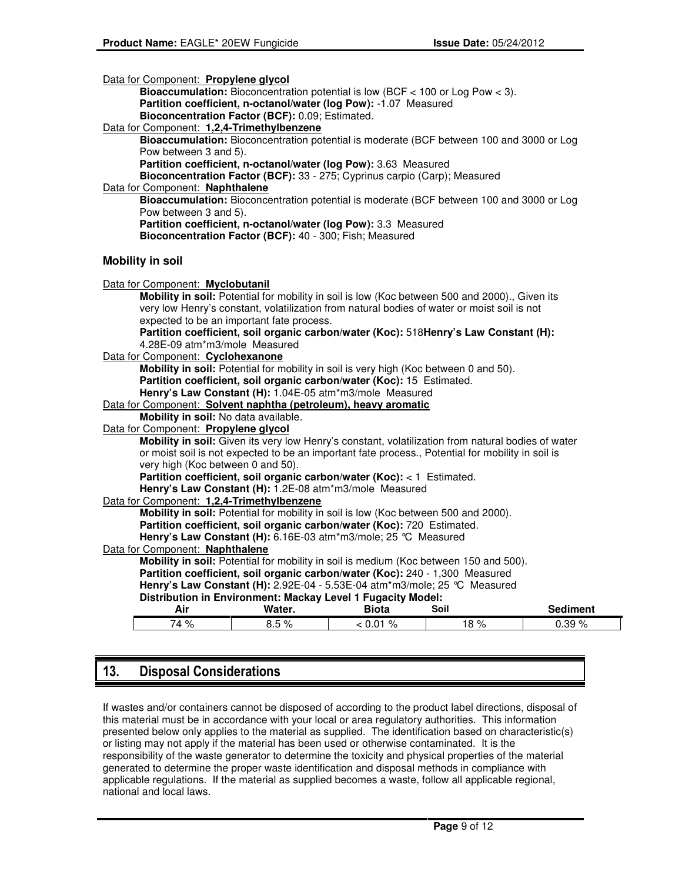Data for Component: **Propylene glycol**

**Bioaccumulation:** Bioconcentration potential is low (BCF < 100 or Log Pow < 3).
**Partition coefficient, n-octanol/water (log Pow):** -1.07 Measured
**Bioconcentration Factor (BCF):** 0.09; Estimated.

Data for Component: **1,2,4-Trimethylbenzene**

**Bioaccumulation:** Bioconcentration potential is moderate (BCF between 100 and 3000 or Log Pow between 3 and 5).
**Partition coefficient, n-octanol/water (log Pow):** 3.63 Measured
**Bioconcentration Factor (BCF):** 33 - 275; Cyprinus carpio (Carp); Measured

Data for Component: **Naphthalene**

**Bioaccumulation:** Bioconcentration potential is moderate (BCF between 100 and 3000 or Log Pow between 3 and 5).
**Partition coefficient, n-octanol/water (log Pow):** 3.3 Measured
**Bioconcentration Factor (BCF):** 40 - 300; Fish; Measured

### Mobility in soil

Data for Component: **Myclobutanil**

**Mobility in soil:** Potential for mobility in soil is low (Koc between 500 and 2000)., Given its very low Henry's constant, volatilization from natural bodies of water or moist soil is not expected to be an important fate process.
**Partition coefficient, soil organic carbon/water (Koc):** 518**Henry's Law Constant (H):** 4.28E-09 atm*m3/mole Measured

Data for Component: **Cyclohexanone**

**Mobility in soil:** Potential for mobility in soil is very high (Koc between 0 and 50).
**Partition coefficient, soil organic carbon/water (Koc):** 15 Estimated.
**Henry's Law Constant (H):** 1.04E-05 atm*m3/mole Measured

Data for Component: **Solvent naphtha (petroleum), heavy aromatic**

**Mobility in soil:** No data available.

Data for Component: **Propylene glycol**

**Mobility in soil:** Given its very low Henry's constant, volatilization from natural bodies of water or moist soil is not expected to be an important fate process., Potential for mobility in soil is very high (Koc between 0 and 50).
**Partition coefficient, soil organic carbon/water (Koc):** < 1 Estimated.
**Henry's Law Constant (H):** 1.2E-08 atm*m3/mole Measured

Data for Component: **1,2,4-Trimethylbenzene**

**Mobility in soil:** Potential for mobility in soil is low (Koc between 500 and 2000).
**Partition coefficient, soil organic carbon/water (Koc):** 720 Estimated.
**Henry's Law Constant (H):** 6.16E-03 atm*m3/mole; 25 °C Measured

Data for Component: **Naphthalene**

**Mobility in soil:** Potential for mobility in soil is medium (Koc between 150 and 500).
**Partition coefficient, soil organic carbon/water (Koc):** 240 - 1,300 Measured
**Henry's Law Constant (H):** 2.92E-04 - 5.53E-04 atm*m3/mole; 25 °C Measured
**Distribution in Environment: Mackay Level 1 Fugacity Model:**

| Air | Water. | Biota | Soil | Sediment |
|---|---|---|---|---|
| 74 % | 8.5 % | < 0.01 % | 18 % | 0.39 % |

## 13. Disposal Considerations

If wastes and/or containers cannot be disposed of according to the product label directions, disposal of this material must be in accordance with your local or area regulatory authorities. This information presented below only applies to the material as supplied. The identification based on characteristic(s) or listing may not apply if the material has been used or otherwise contaminated. It is the responsibility of the waste generator to determine the toxicity and physical properties of the material generated to determine the proper waste identification and disposal methods in compliance with applicable regulations. If the material as supplied becomes a waste, follow all applicable regional, national and local laws.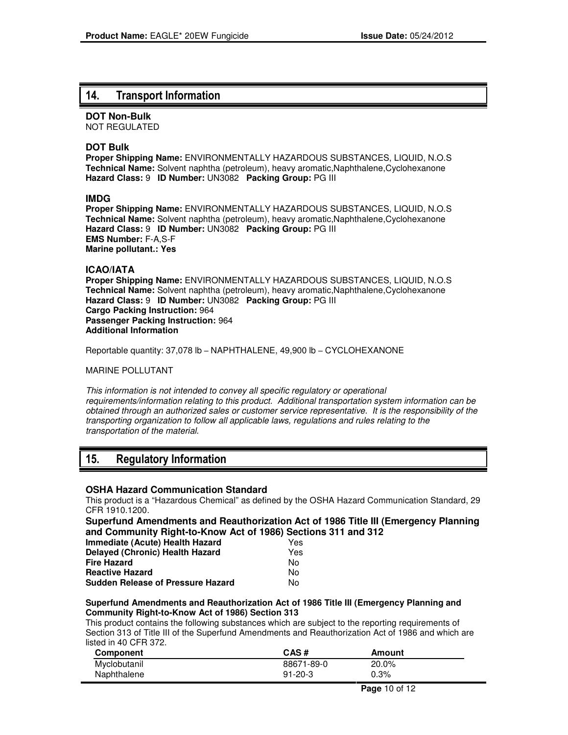## 14. Transport Information

**DOT Non-Bulk**
NOT REGULATED

**DOT Bulk**
**Proper Shipping Name:** ENVIRONMENTALLY HAZARDOUS SUBSTANCES, LIQUID, N.O.S
**Technical Name:** Solvent naphtha (petroleum), heavy aromatic,Naphthalene,Cyclohexanone
**Hazard Class:** 9 **ID Number:** UN3082 **Packing Group:** PG III

**IMDG**
**Proper Shipping Name:** ENVIRONMENTALLY HAZARDOUS SUBSTANCES, LIQUID, N.O.S
**Technical Name:** Solvent naphtha (petroleum), heavy aromatic,Naphthalene,Cyclohexanone
**Hazard Class:** 9 **ID Number:** UN3082 **Packing Group:** PG III
**EMS Number:** F-A,S-F
**Marine pollutant.: Yes**

**ICAO/IATA**
**Proper Shipping Name:** ENVIRONMENTALLY HAZARDOUS SUBSTANCES, LIQUID, N.O.S
**Technical Name:** Solvent naphtha (petroleum), heavy aromatic,Naphthalene,Cyclohexanone
**Hazard Class:** 9 **ID Number:** UN3082 **Packing Group:** PG III
**Cargo Packing Instruction:** 964
**Passenger Packing Instruction:** 964
**Additional Information**

Reportable quantity: 37,078 lb – NAPHTHALENE, 49,900 lb – CYCLOHEXANONE

MARINE POLLUTANT

*This information is not intended to convey all specific regulatory or operational requirements/information relating to this product. Additional transportation system information can be obtained through an authorized sales or customer service representative. It is the responsibility of the transporting organization to follow all applicable laws, regulations and rules relating to the transportation of the material.*

## 15. Regulatory Information

**OSHA Hazard Communication Standard**
This product is a "Hazardous Chemical" as defined by the OSHA Hazard Communication Standard, 29 CFR 1910.1200.

**Superfund Amendments and Reauthorization Act of 1986 Title III (Emergency Planning and Community Right-to-Know Act of 1986) Sections 311 and 312**

| | |
|---|---|
| **Immediate (Acute) Health Hazard** | Yes |
| **Delayed (Chronic) Health Hazard** | Yes |
| **Fire Hazard** | No |
| **Reactive Hazard** | No |
| **Sudden Release of Pressure Hazard** | No |

**Superfund Amendments and Reauthorization Act of 1986 Title III (Emergency Planning and Community Right-to-Know Act of 1986) Section 313**
This product contains the following substances which are subject to the reporting requirements of Section 313 of Title III of the Superfund Amendments and Reauthorization Act of 1986 and which are listed in 40 CFR 372.

| Component | CAS # | Amount |
|---|---|---|
| Myclobutanil | 88671-89-0 | 20.0% |
| Naphthalene | 91-20-3 | 0.3% |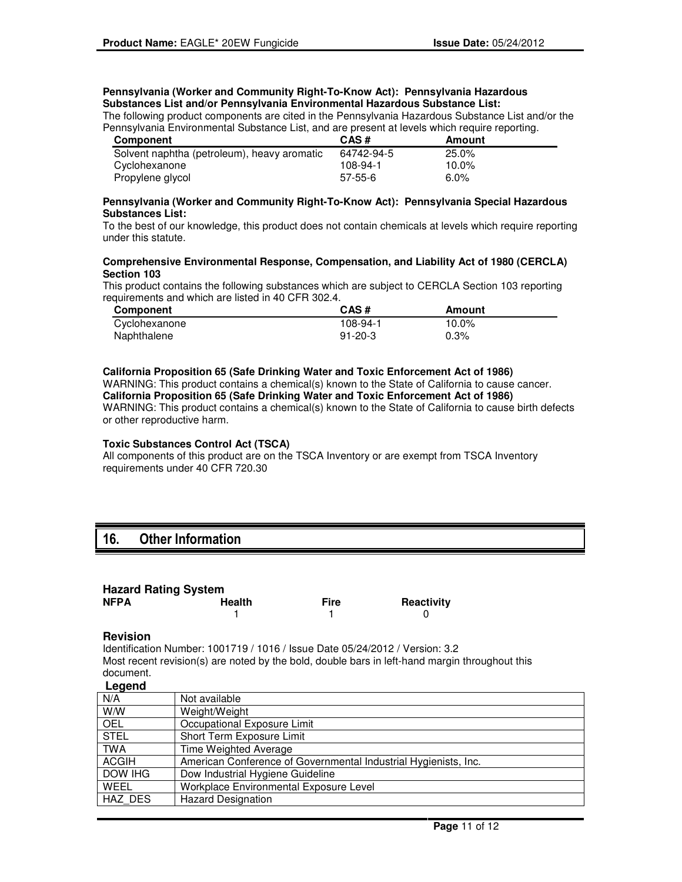**Pennsylvania (Worker and Community Right-To-Know Act): Pennsylvania Hazardous Substances List and/or Pennsylvania Environmental Hazardous Substance List:**

The following product components are cited in the Pennsylvania Hazardous Substance List and/or the Pennsylvania Environmental Substance List, and are present at levels which require reporting.

| Component | CAS # | Amount |
|---|---|---|
| Solvent naphtha (petroleum), heavy aromatic | 64742-94-5 | 25.0% |
| Cyclohexanone | 108-94-1 | 10.0% |
| Propylene glycol | 57-55-6 | 6.0% |

**Pennsylvania (Worker and Community Right-To-Know Act): Pennsylvania Special Hazardous Substances List:**

To the best of our knowledge, this product does not contain chemicals at levels which require reporting under this statute.

**Comprehensive Environmental Response, Compensation, and Liability Act of 1980 (CERCLA) Section 103**

This product contains the following substances which are subject to CERCLA Section 103 reporting requirements and which are listed in 40 CFR 302.4.

| Component | CAS # | Amount |
|---|---|---|
| Cyclohexanone | 108-94-1 | 10.0% |
| Naphthalene | 91-20-3 | 0.3% |

**California Proposition 65 (Safe Drinking Water and Toxic Enforcement Act of 1986)**

WARNING: This product contains a chemical(s) known to the State of California to cause cancer.

**California Proposition 65 (Safe Drinking Water and Toxic Enforcement Act of 1986)**

WARNING: This product contains a chemical(s) known to the State of California to cause birth defects or other reproductive harm.

**Toxic Substances Control Act (TSCA)**

All components of this product are on the TSCA Inventory or are exempt from TSCA Inventory requirements under 40 CFR 720.30

## 16. Other Information

### Hazard Rating System

| NFPA | Health | Fire | Reactivity |
|---|---|---|---|
| | 1 | 1 | 0 |

### Revision

Identification Number: 1001719 / 1016 / Issue Date 05/24/2012 / Version: 3.2

Most recent revision(s) are noted by the bold, double bars in left-hand margin throughout this document.

**Legend**

| | |
|---|---|
| N/A | Not available |
| W/W | Weight/Weight |
| OEL | Occupational Exposure Limit |
| STEL | Short Term Exposure Limit |
| TWA | Time Weighted Average |
| ACGIH | American Conference of Governmental Industrial Hygienists, Inc. |
| DOW IHG | Dow Industrial Hygiene Guideline |
| WEEL | Workplace Environmental Exposure Level |
| HAZ_DES | Hazard Designation |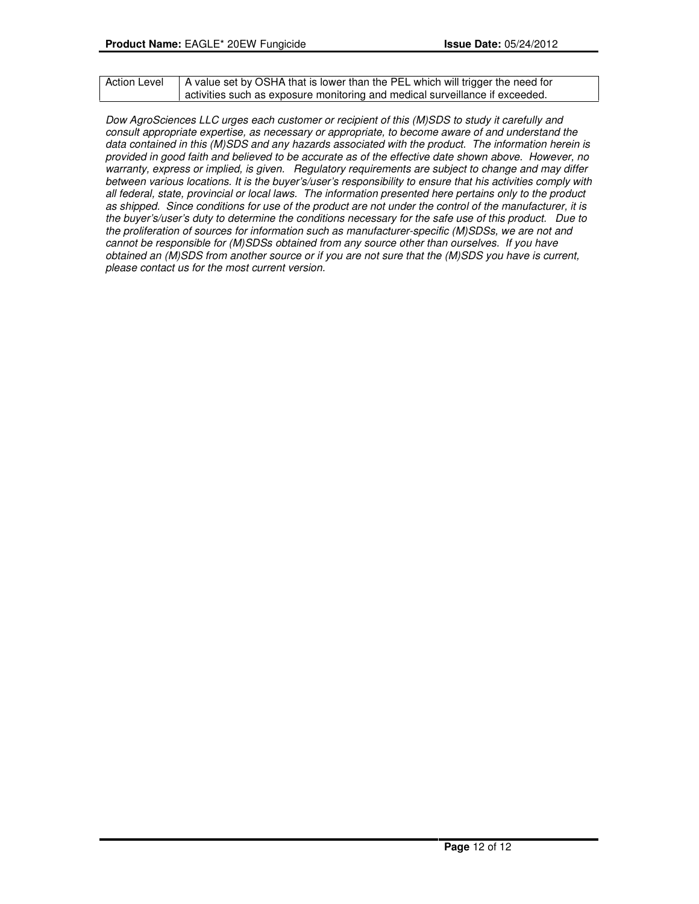| | |
|---|---|
| Action Level | A value set by OSHA that is lower than the PEL which will trigger the need for activities such as exposure monitoring and medical surveillance if exceeded. |

*Dow AgroSciences LLC urges each customer or recipient of this (M)SDS to study it carefully and consult appropriate expertise, as necessary or appropriate, to become aware of and understand the data contained in this (M)SDS and any hazards associated with the product. The information herein is provided in good faith and believed to be accurate as of the effective date shown above. However, no warranty, express or implied, is given. Regulatory requirements are subject to change and may differ between various locations. It is the buyer's/user's responsibility to ensure that his activities comply with all federal, state, provincial or local laws. The information presented here pertains only to the product as shipped. Since conditions for use of the product are not under the control of the manufacturer, it is the buyer's/user's duty to determine the conditions necessary for the safe use of this product. Due to the proliferation of sources for information such as manufacturer-specific (M)SDSs, we are not and cannot be responsible for (M)SDSs obtained from any source other than ourselves. If you have obtained an (M)SDS from another source or if you are not sure that the (M)SDS you have is current, please contact us for the most current version.*